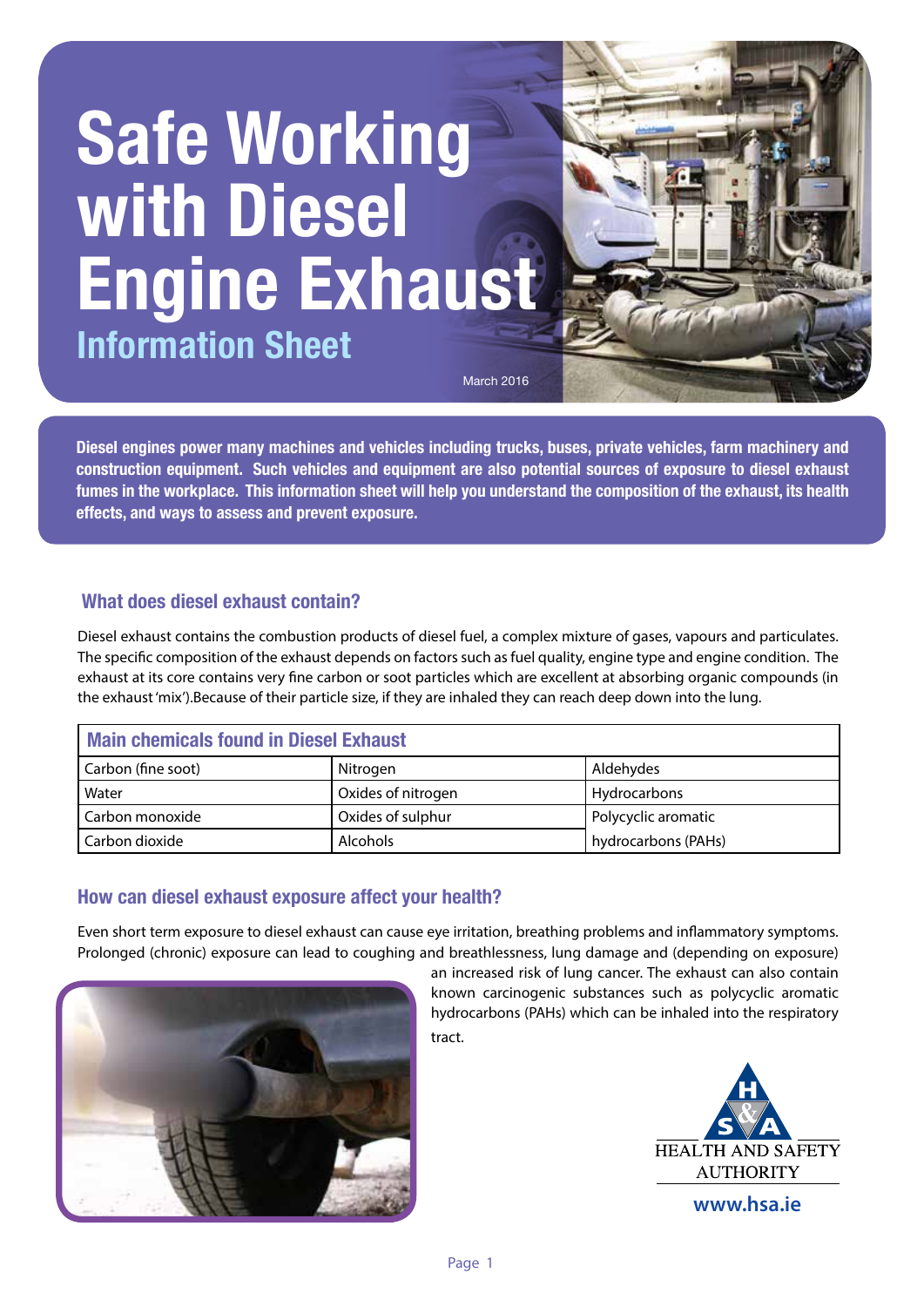# Safe Working with Diesel Engine Exhaust

## Information Sheet

March 2016

**Diesel engines power many machines and vehicles including trucks, buses, private vehicles, farm machinery and construction equipment. Such vehicles and equipment are also potential sources of exposure to diesel exhaust fumes in the workplace. This information sheet will help you understand the composition of the exhaust, its health effects, and ways to assess and prevent exposure.**

### What does diesel exhaust contain?

Diesel exhaust contains the combustion products of diesel fuel, a complex mixture of gases, vapours and particulates. The specific composition of the exhaust depends on factors such as fuel quality, engine type and engine condition. The exhaust at its core contains very fine carbon or soot particles which are excellent at absorbing organic compounds (in the exhaust 'mix').Because of their particle size, if they are inhaled they can reach deep down into the lung.

| Main chemicals found in Diesel Exhaust | | |
|---|---|---|
| Carbon (fine soot) | Nitrogen | Aldehydes |
| Water | Oxides of nitrogen | Hydrocarbons |
| Carbon monoxide | Oxides of sulphur | Polycyclic aromatic hydrocarbons (PAHs) |
| Carbon dioxide | Alcohols | |

### How can diesel exhaust exposure affect your health?

Even short term exposure to diesel exhaust can cause eye irritation, breathing problems and inflammatory symptoms. Prolonged (chronic) exposure can lead to coughing and breathlessness, lung damage and (depending on exposure) an increased risk of lung cancer. The exhaust can also contain known carcinogenic substances such as polycyclic aromatic hydrocarbons (PAHs) which can be inhaled into the respiratory tract.

HEALTH AND SAFETY AUTHORITY

www.hsa.ie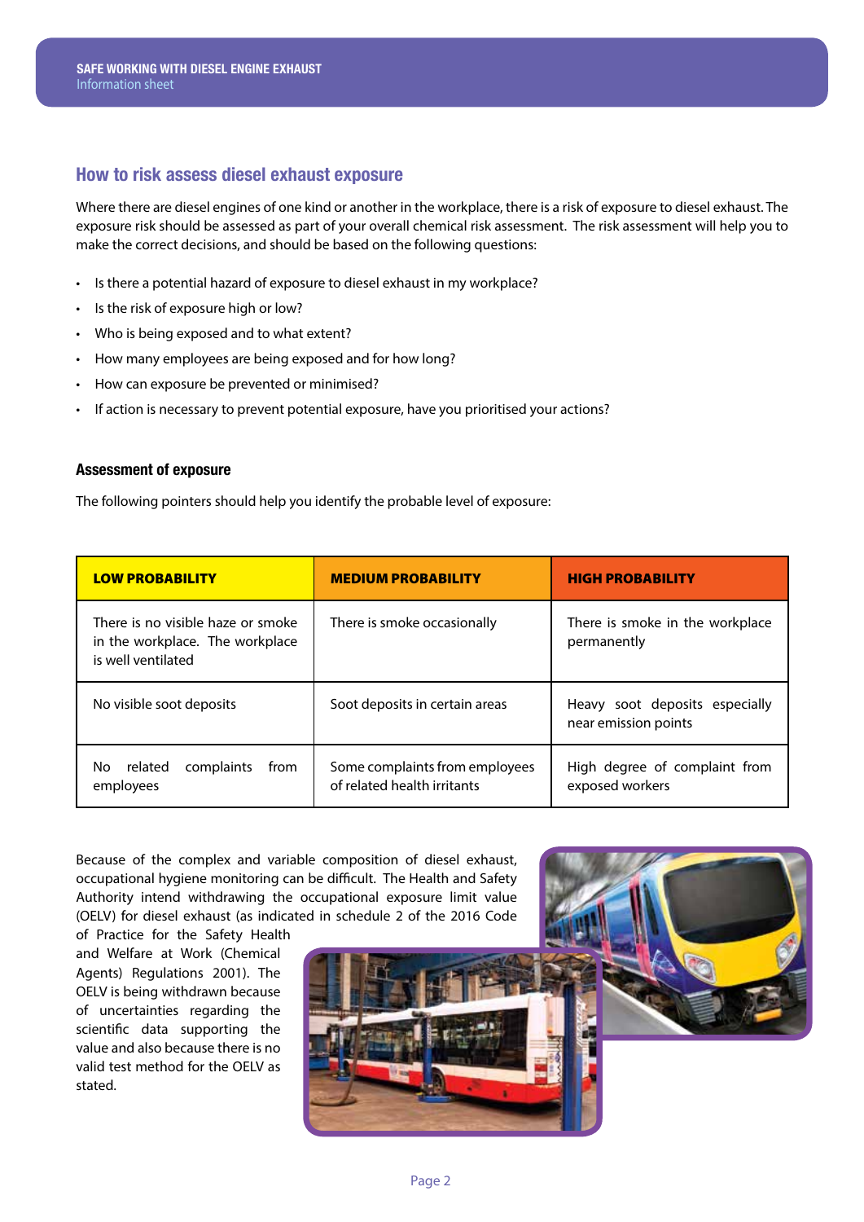## How to risk assess diesel exhaust exposure

Where there are diesel engines of one kind or another in the workplace, there is a risk of exposure to diesel exhaust. The exposure risk should be assessed as part of your overall chemical risk assessment. The risk assessment will help you to make the correct decisions, and should be based on the following questions:

- Is there a potential hazard of exposure to diesel exhaust in my workplace?
- Is the risk of exposure high or low?
- Who is being exposed and to what extent?
- How many employees are being exposed and for how long?
- How can exposure be prevented or minimised?
- If action is necessary to prevent potential exposure, have you prioritised your actions?

### Assessment of exposure

The following pointers should help you identify the probable level of exposure:

| LOW PROBABILITY | MEDIUM PROBABILITY | HIGH PROBABILITY |
|---|---|---|
| There is no visible haze or smoke in the workplace. The workplace is well ventilated | There is smoke occasionally | There is smoke in the workplace permanently |
| No visible soot deposits | Soot deposits in certain areas | Heavy soot deposits especially near emission points |
| No related complaints from employees | Some complaints from employees of related health irritants | High degree of complaint from exposed workers |

Because of the complex and variable composition of diesel exhaust, occupational hygiene monitoring can be difficult. The Health and Safety Authority intend withdrawing the occupational exposure limit value (OELV) for diesel exhaust (as indicated in schedule 2 of the 2016 Code of Practice for the Safety Health and Welfare at Work (Chemical Agents) Regulations 2001). The OELV is being withdrawn because of uncertainties regarding the scientific data supporting the value and also because there is no valid test method for the OELV as stated.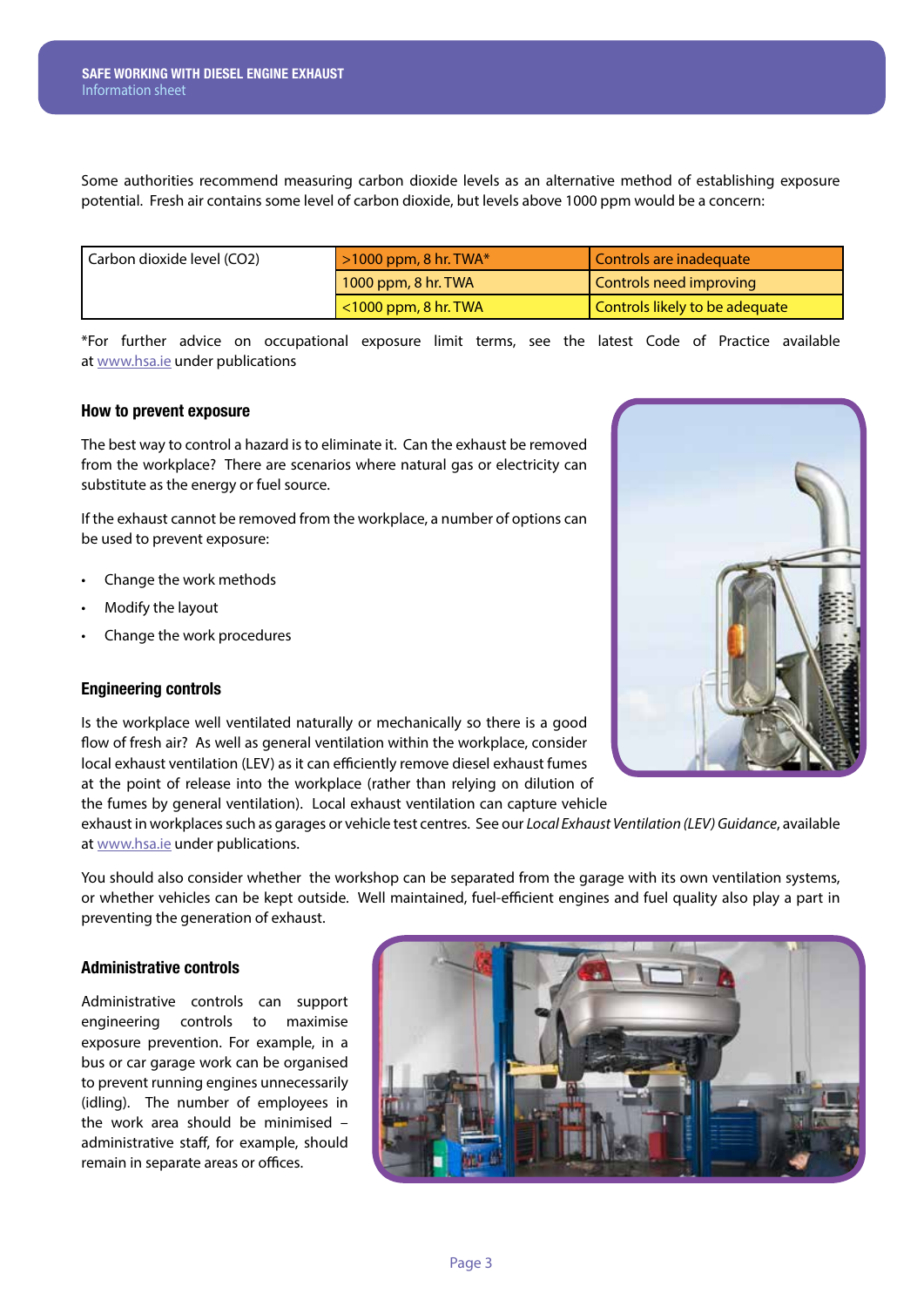Some authorities recommend measuring carbon dioxide levels as an alternative method of establishing exposure potential. Fresh air contains some level of carbon dioxide, but levels above 1000 ppm would be a concern:

| Carbon dioxide level (CO2) | >1000 ppm, 8 hr. TWA* | Controls are inadequate |
|---|---|---|
| | 1000 ppm, 8 hr. TWA | Controls need improving |
| | <1000 ppm, 8 hr. TWA | Controls likely to be adequate |

*For further advice on occupational exposure limit terms, see the latest Code of Practice available at www.hsa.ie under publications

### How to prevent exposure

The best way to control a hazard is to eliminate it. Can the exhaust be removed from the workplace? There are scenarios where natural gas or electricity can substitute as the energy or fuel source.

If the exhaust cannot be removed from the workplace, a number of options can be used to prevent exposure:

- Change the work methods
- Modify the layout
- Change the work procedures

### Engineering controls

Is the workplace well ventilated naturally or mechanically so there is a good flow of fresh air? As well as general ventilation within the workplace, consider local exhaust ventilation (LEV) as it can efficiently remove diesel exhaust fumes at the point of release into the workplace (rather than relying on dilution of the fumes by general ventilation). Local exhaust ventilation can capture vehicle exhaust in workplaces such as garages or vehicle test centres. See our *Local Exhaust Ventilation (LEV) Guidance*, available at www.hsa.ie under publications.

You should also consider whether the workshop can be separated from the garage with its own ventilation systems, or whether vehicles can be kept outside. Well maintained, fuel-efficient engines and fuel quality also play a part in preventing the generation of exhaust.

### Administrative controls

Administrative controls can support engineering controls to maximise exposure prevention. For example, in a bus or car garage work can be organised to prevent running engines unnecessarily (idling). The number of employees in the work area should be minimised – administrative staff, for example, should remain in separate areas or offices.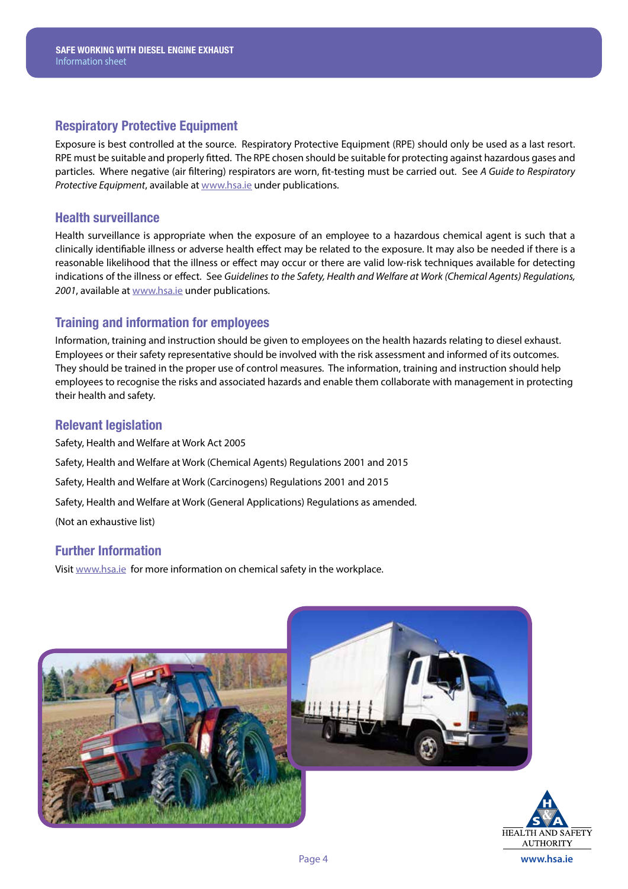## Respiratory Protective Equipment

Exposure is best controlled at the source. Respiratory Protective Equipment (RPE) should only be used as a last resort. RPE must be suitable and properly fitted. The RPE chosen should be suitable for protecting against hazardous gases and particles. Where negative (air filtering) respirators are worn, fit-testing must be carried out. See *A Guide to Respiratory Protective Equipment*, available at www.hsa.ie under publications.

## Health surveillance

Health surveillance is appropriate when the exposure of an employee to a hazardous chemical agent is such that a clinically identifiable illness or adverse health effect may be related to the exposure. It may also be needed if there is a reasonable likelihood that the illness or effect may occur or there are valid low-risk techniques available for detecting indications of the illness or effect. See *Guidelines to the Safety, Health and Welfare at Work (Chemical Agents) Regulations, 2001*, available at www.hsa.ie under publications.

## Training and information for employees

Information, training and instruction should be given to employees on the health hazards relating to diesel exhaust. Employees or their safety representative should be involved with the risk assessment and informed of its outcomes. They should be trained in the proper use of control measures. The information, training and instruction should help employees to recognise the risks and associated hazards and enable them collaborate with management in protecting their health and safety.

## Relevant legislation

Safety, Health and Welfare at Work Act 2005

Safety, Health and Welfare at Work (Chemical Agents) Regulations 2001 and 2015

Safety, Health and Welfare at Work (Carcinogens) Regulations 2001 and 2015

Safety, Health and Welfare at Work (General Applications) Regulations as amended.

(Not an exhaustive list)

## Further Information

Visit www.hsa.ie for more information on chemical safety in the workplace.